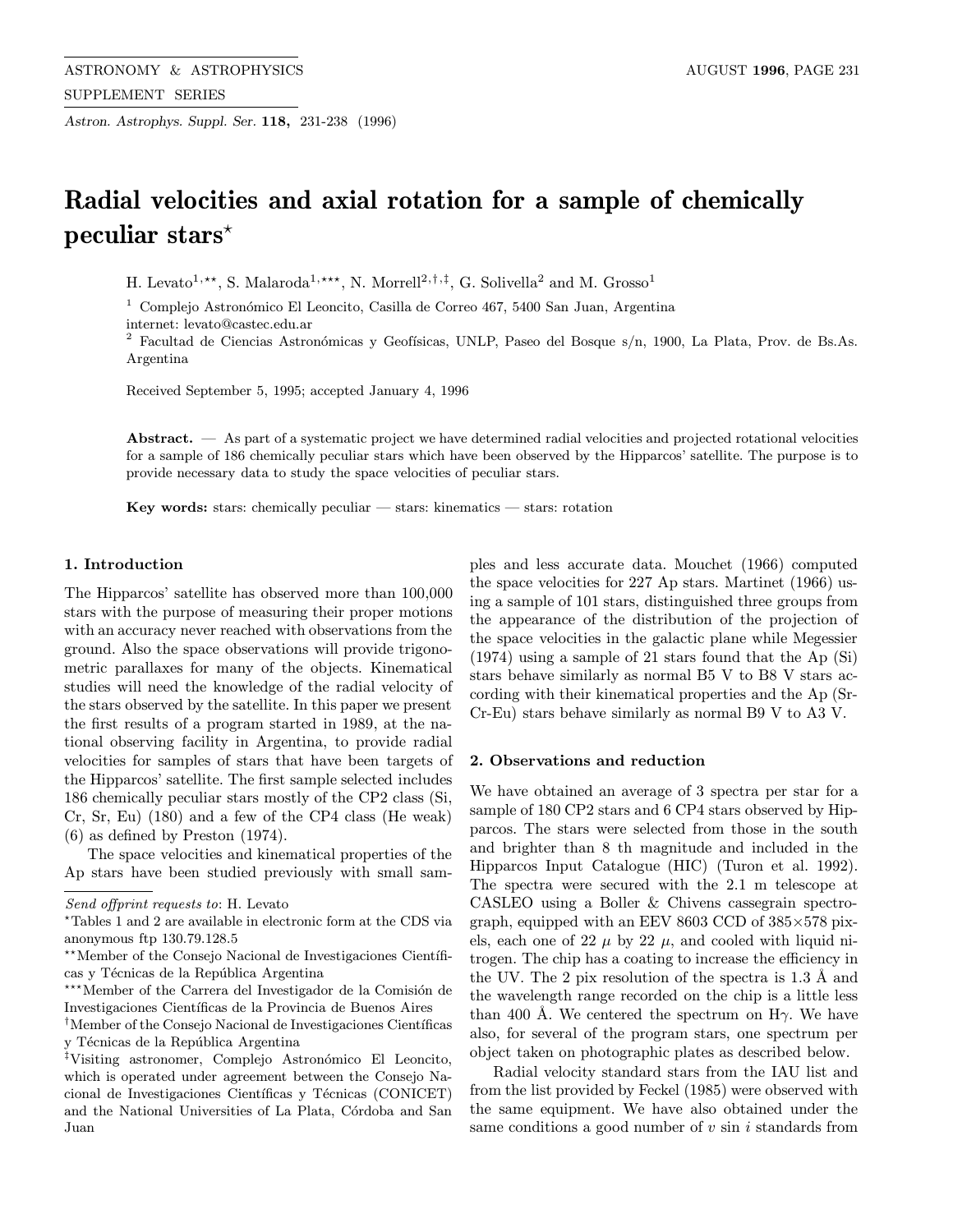# Radial velocities and axial rotation for a sample of chemically peculiar stars[⋆]

H. Levato[1,⋆⋆], S. Malaroda[1,⋆⋆⋆], N. Morrell[2,†,‡], G. Solivella[2] and M. Grosso[1]

[1] Complejo Astronómico El Leoncito, Casilla de Correo 467, 5400 San Juan, Argentina
internet: levato@castec.edu.ar
[2] Facultad de Ciencias Astronómicas y Geofísicas, UNLP, Paseo del Bosque s/n, 1900, La Plata, Prov. de Bs.As. Argentina

Received September 5, 1995; accepted January 4, 1996

**Abstract.** — As part of a systematic project we have determined radial velocities and projected rotational velocities for a sample of 186 chemically peculiar stars which have been observed by the Hipparcos' satellite. The purpose is to provide necessary data to study the space velocities of peculiar stars.

**Key words:** stars: chemically peculiar — stars: kinematics — stars: rotation

## 1. Introduction

The Hipparcos' satellite has observed more than 100,000 stars with the purpose of measuring their proper motions with an accuracy never reached with observations from the ground. Also the space observations will provide trigonometric parallaxes for many of the objects. Kinematical studies will need the knowledge of the radial velocity of the stars observed by the satellite. In this paper we present the first results of a program started in 1989, at the national observing facility in Argentina, to provide radial velocities for samples of stars that have been targets of the Hipparcos' satellite. The first sample selected includes 186 chemically peculiar stars mostly of the CP2 class (Si, Cr, Sr, Eu) (180) and a few of the CP4 class (He weak) (6) as defined by Preston (1974).

The space velocities and kinematical properties of the Ap stars have been studied previously with small samples and less accurate data. Mouchet (1966) computed the space velocities for 227 Ap stars. Martinet (1966) using a sample of 101 stars, distinguished three groups from the appearance of the distribution of the projection of the space velocities in the galactic plane while Megessier (1974) using a sample of 21 stars found that the Ap (Si) stars behave similarly as normal B5 V to B8 V stars according with their kinematical properties and the Ap (Sr-Cr-Eu) stars behave similarly as normal B9 V to A3 V.

## 2. Observations and reduction

We have obtained an average of 3 spectra per star for a sample of 180 CP2 stars and 6 CP4 stars observed by Hipparcos. The stars were selected from those in the south and brighter than 8 th magnitude and included in the Hipparcos Input Catalogue (HIC) (Turon et al. 1992). The spectra were secured with the 2.1 m telescope at CASLEO using a Boller & Chivens cassegrain spectrograph, equipped with an EEV 8603 CCD of 385×578 pixels, each one of 22 $\mu$ by 22 $\mu$, and cooled with liquid nitrogen. The chip has a coating to increase the efficiency in the UV. The 2 pix resolution of the spectra is 1.3 Å and the wavelength range recorded on the chip is a little less than 400 Å. We centered the spectrum on H$\gamma$. We have also, for several of the program stars, one spectrum per object taken on photographic plates as described below.

Radial velocity standard stars from the IAU list and from the list provided by Feckel (1985) were observed with the same equipment. We have also obtained under the same conditions a good number of $v \sin i$ standards from

---

Send offprint requests to: H. Levato

[⋆]Tables 1 and 2 are available in electronic form at the CDS via anonymous ftp 130.79.128.5

[⋆⋆]Member of the Consejo Nacional de Investigaciones Científicas y Técnicas de la República Argentina

[⋆⋆⋆]Member of the Carrera del Investigador de la Comisión de Investigaciones Científicas de la Provincia de Buenos Aires

[†]Member of the Consejo Nacional de Investigaciones Científicas y Técnicas de la República Argentina

[‡]Visiting astronomer, Complejo Astronómico El Leoncito, which is operated under agreement between the Consejo Nacional de Investigaciones Científicas y Técnicas (CONICET) and the National Universities of La Plata, Córdoba and San Juan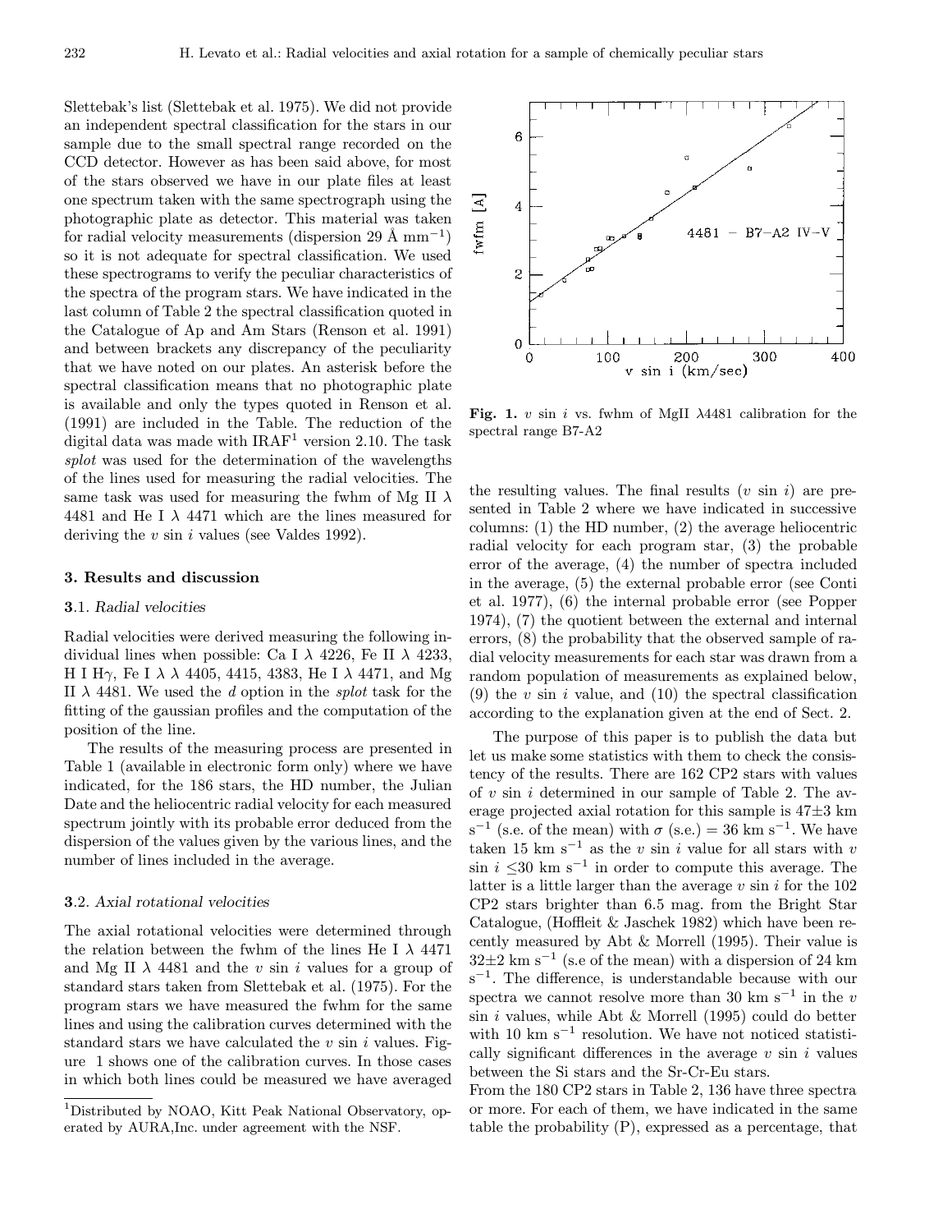Slettebak's list (Slettebak et al. 1975). We did not provide an independent spectral classification for the stars in our sample due to the small spectral range recorded on the CCD detector. However as has been said above, for most of the stars observed we have in our plate files at least one spectrum taken with the same spectrograph using the photographic plate as detector. This material was taken for radial velocity measurements (dispersion 29 Å mm$^{-1}$) so it is not adequate for spectral classification. We used these spectrograms to verify the peculiar characteristics of the spectra of the program stars. We have indicated in the last column of Table 2 the spectral classification quoted in the Catalogue of Ap and Am Stars (Renson et al. 1991) and between brackets any discrepancy of the peculiarity that we have noted on our plates. An asterisk before the spectral classification means that no photographic plate is available and only the types quoted in Renson et al. (1991) are included in the Table. The reduction of the digital data was made with IRAF[1] version 2.10. The task *splot* was used for the determination of the wavelengths of the lines used for measuring the radial velocities. The same task was used for measuring the fwhm of Mg II $\lambda$ 4481 and He I $\lambda$ 4471 which are the lines measured for deriving the $v$ sin $i$ values (see Valdes 1992).

## 3. Results and discussion

### 3.1. Radial velocities

Radial velocities were derived measuring the following individual lines when possible: Ca I $\lambda$ 4226, Fe II $\lambda$ 4233, H I H$\gamma$, Fe I $\lambda$ $\lambda$ 4405, 4415, 4383, He I $\lambda$ 4471, and Mg II $\lambda$ 4481. We used the *d* option in the *splot* task for the fitting of the gaussian profiles and the computation of the position of the line.

The results of the measuring process are presented in Table 1 (available in electronic form only) where we have indicated, for the 186 stars, the HD number, the Julian Date and the heliocentric radial velocity for each measured spectrum jointly with its probable error deduced from the dispersion of the values given by the various lines, and the number of lines included in the average.

### 3.2. Axial rotational velocities

The axial rotational velocities were determined through the relation between the fwhm of the lines He I $\lambda$ 4471 and Mg II $\lambda$ 4481 and the $v$ sin $i$ values for a group of standard stars taken from Slettebak et al. (1975). For the program stars we have measured the fwhm for the same lines and using the calibration curves determined with the standard stars we have calculated the $v$ sin $i$ values. Figure 1 shows one of the calibration curves. In those cases in which both lines could be measured we have averaged the resulting values. The final results ($v$ sin $i$) are presented in Table 2 where we have indicated in successive columns: (1) the HD number, (2) the average heliocentric radial velocity for each program star, (3) the probable error of the average, (4) the number of spectra included in the average, (5) the external probable error (see Conti et al. 1977), (6) the internal probable error (see Popper 1974), (7) the quotient between the external and internal errors, (8) the probability that the observed sample of radial velocity measurements for each star was drawn from a random population of measurements as explained below, (9) the $v$ sin $i$ value, and (10) the spectral classification according to the explanation given at the end of Sect. 2.

**Fig. 1.** $v$ sin $i$ vs. fwhm of MgII $\lambda$4481 calibration for the spectral range B7-A2

The purpose of this paper is to publish the data but let us make some statistics with them to check the consistency of the results. There are 162 CP2 stars with values of $v$ sin $i$ determined in our sample of Table 2. The average projected axial rotation for this sample is 47±3 km s$^{-1}$ (s.e. of the mean) with $\sigma$ (s.e.) = 36 km s$^{-1}$. We have taken 15 km s$^{-1}$ as the $v$ sin $i$ value for all stars with $v$ sin $i$ $\leq$30 km s$^{-1}$ in order to compute this average. The latter is a little larger than the average $v$ sin $i$ for the 102 CP2 stars brighter than 6.5 mag. from the Bright Star Catalogue, (Hoffleit & Jaschek 1982) which have been recently measured by Abt & Morrell (1995). Their value is 32±2 km s$^{-1}$ (s.e of the mean) with a dispersion of 24 km s$^{-1}$. The difference, is understandable because with our spectra we cannot resolve more than 30 km s$^{-1}$ in the $v$ sin $i$ values, while Abt & Morrell (1995) could do better with 10 km s$^{-1}$ resolution. We have not noticed statistically significant differences in the average $v$ sin $i$ values between the Si stars and the Sr-Cr-Eu stars.

From the 180 CP2 stars in Table 2, 136 have three spectra or more. For each of them, we have indicated in the same table the probability (P), expressed as a percentage, that

[1] Distributed by NOAO, Kitt Peak National Observatory, operated by AURA,Inc. under agreement with the NSF.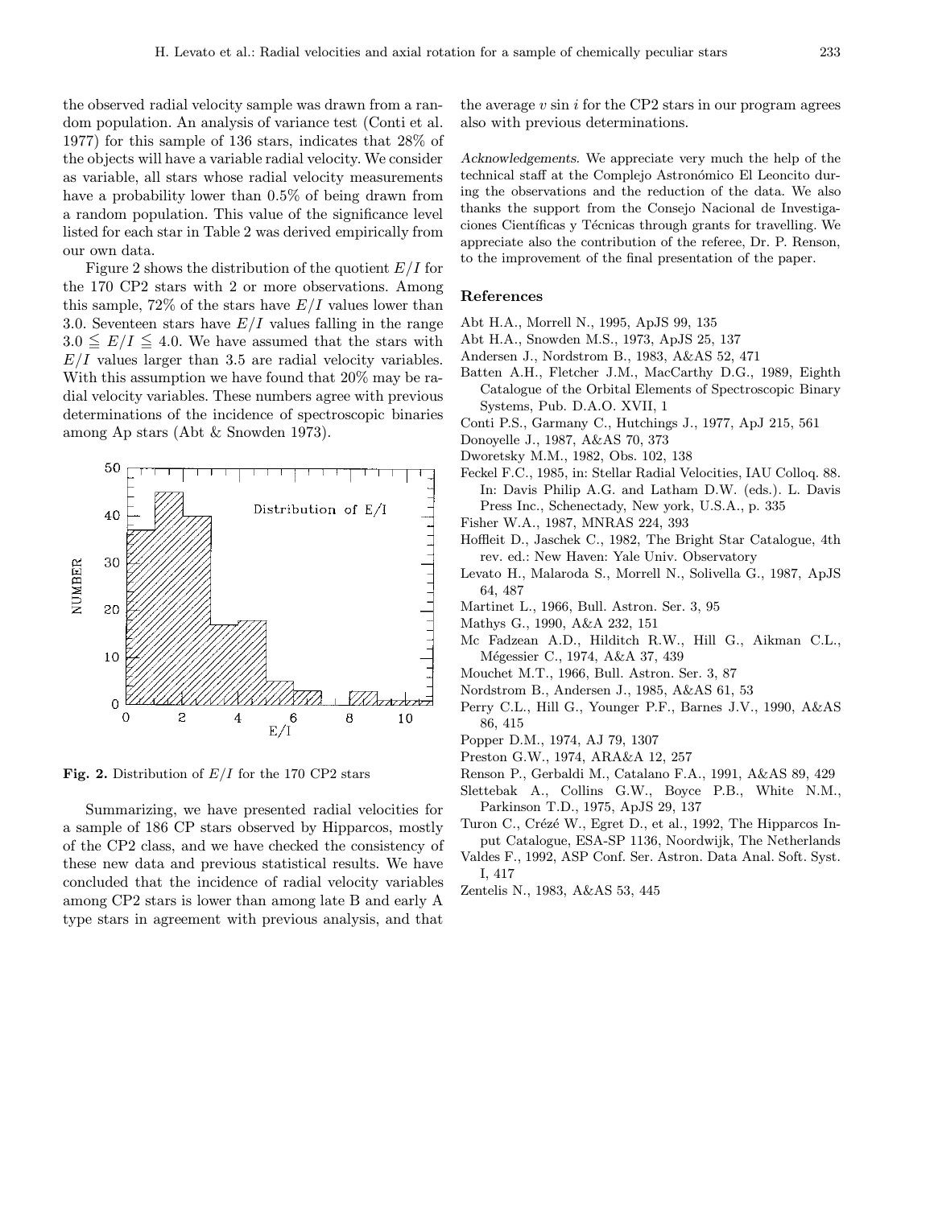the observed radial velocity sample was drawn from a random population. An analysis of variance test (Conti et al. 1977) for this sample of 136 stars, indicates that 28% of the objects will have a variable radial velocity. We consider as variable, all stars whose radial velocity measurements have a probability lower than 0.5% of being drawn from a random population. This value of the significance level listed for each star in Table 2 was derived empirically from our own data.

Figure 2 shows the distribution of the quotient $E/I$ for the 170 CP2 stars with 2 or more observations. Among this sample, 72% of the stars have $E/I$ values lower than 3.0. Seventeen stars have $E/I$ values falling in the range $3.0 \leqq E/I \leqq 4.0$. We have assumed that the stars with $E/I$ values larger than 3.5 are radial velocity variables. With this assumption we have found that 20% may be radial velocity variables. These numbers agree with previous determinations of the incidence of spectroscopic binaries among Ap stars (Abt & Snowden 1973).

**Fig. 2.** Distribution of $E/I$ for the 170 CP2 stars

Summarizing, we have presented radial velocities for a sample of 186 CP stars observed by Hipparcos, mostly of the CP2 class, and we have checked the consistency of these new data and previous statistical results. We have concluded that the incidence of radial velocity variables among CP2 stars is lower than among late B and early A type stars in agreement with previous analysis, and that the average $v \sin i$ for the CP2 stars in our program agrees also with previous determinations.

*Acknowledgements.* We appreciate very much the help of the technical staff at the Complejo Astronómico El Leoncito during the observations and the reduction of the data. We also thanks the support from the Consejo Nacional de Investigaciones Científicas y Técnicas through grants for travelling. We appreciate also the contribution of the referee, Dr. P. Renson, to the improvement of the final presentation of the paper.

## References

Abt H.A., Morrell N., 1995, ApJS 99, 135
Abt H.A., Snowden M.S., 1973, ApJS 25, 137
Andersen J., Nordstrom B., 1983, A&AS 52, 471
Batten A.H., Fletcher J.M., MacCarthy D.G., 1989, Eighth Catalogue of the Orbital Elements of Spectroscopic Binary Systems, Pub. D.A.O. XVII, 1
Conti P.S., Garmany C., Hutchings J., 1977, ApJ 215, 561
Donoyelle J., 1987, A&AS 70, 373
Dworetsky M.M., 1982, Obs. 102, 138
Feckel F.C., 1985, in: Stellar Radial Velocities, IAU Colloq. 88. In: Davis Philip A.G. and Latham D.W. (eds.). L. Davis Press Inc., Schenectady, New york, U.S.A., p. 335
Fisher W.A., 1987, MNRAS 224, 393
Hoffleit D., Jaschek C., 1982, The Bright Star Catalogue, 4th rev. ed.: New Haven: Yale Univ. Observatory
Levato H., Malaroda S., Morrell N., Solivella G., 1987, ApJS 64, 487
Martinet L., 1966, Bull. Astron. Ser. 3, 95
Mathys G., 1990, A&A 232, 151
Mc Fadzean A.D., Hilditch R.W., Hill G., Aikman C.L., Mégessier C., 1974, A&A 37, 439
Mouchet M.T., 1966, Bull. Astron. Ser. 3, 87
Nordstrom B., Andersen J., 1985, A&AS 61, 53
Perry C.L., Hill G., Younger P.F., Barnes J.V., 1990, A&AS 86, 415
Popper D.M., 1974, AJ 79, 1307
Preston G.W., 1974, ARA&A 12, 257
Renson P., Gerbaldi M., Catalano F.A., 1991, A&AS 89, 429
Slettebak A., Collins G.W., Boyce P.B., White N.M., Parkinson T.D., 1975, ApJS 29, 137
Turon C., Crézé W., Egret D., et al., 1992, The Hipparcos Input Catalogue, ESA-SP 1136, Noordwijk, The Netherlands
Valdes F., 1992, ASP Conf. Ser. Astron. Data Anal. Soft. Syst. I, 417
Zentelis N., 1983, A&AS 53, 445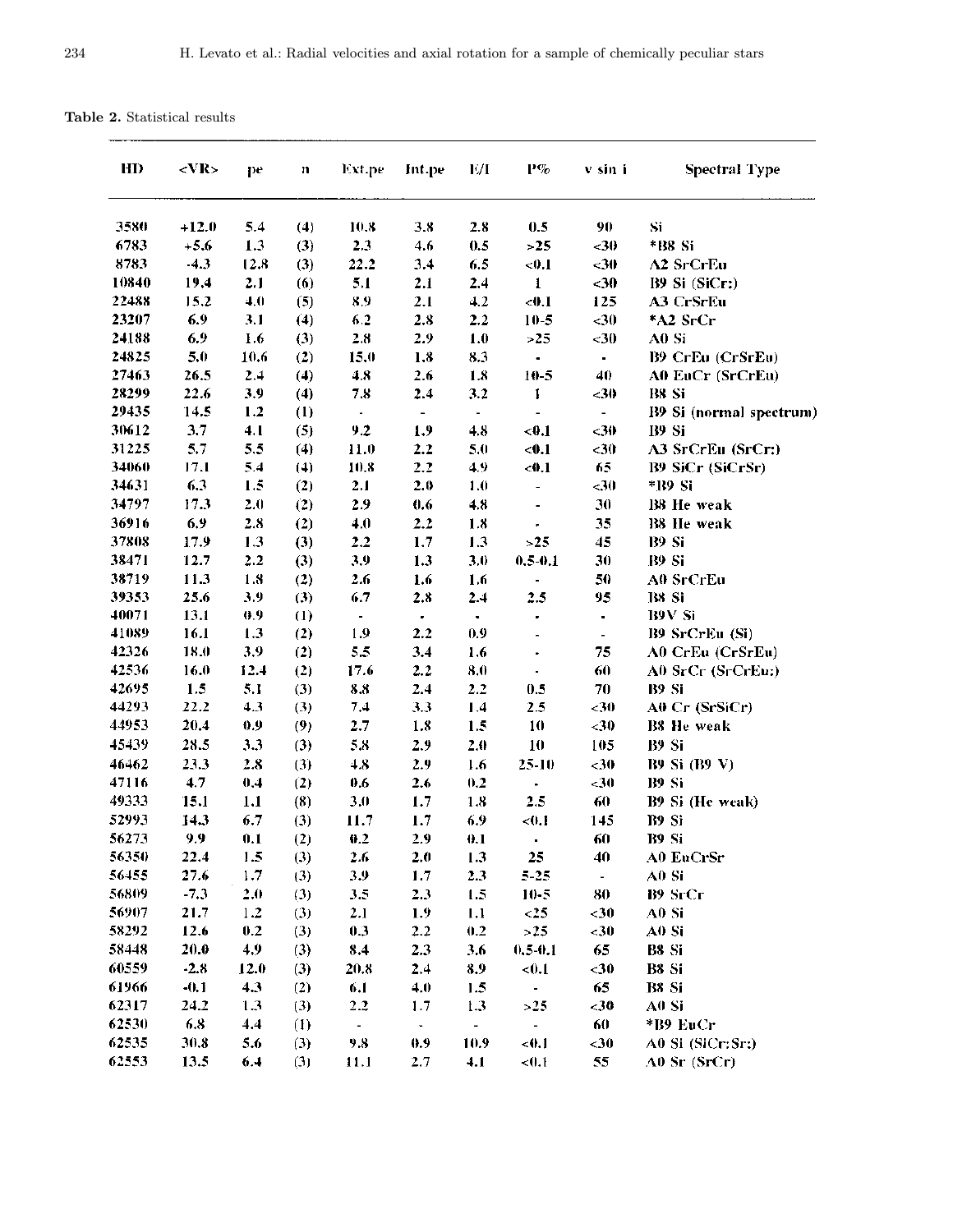**Table 2.** Statistical results

| HD | <VR> | pe | n | Ext.pe | Int.pe | E/I | P% | v sin i | Spectral Type |
|---|---|---|---|---|---|---|---|---|---|
| 3580 | +12.0 | 5.4 | (4) | 10.8 | 3.8 | 2.8 | 0.5 | 90 | Si |
| 6783 | +5.6 | 1.3 | (3) | 2.3 | 4.6 | 0.5 | >25 | <30 | *B8 Si |
| 8783 | -4.3 | 12.8 | (3) | 22.2 | 3.4 | 6.5 | <0.1 | <30 | A2 SrCrEu |
| 10840 | 19.4 | 2.1 | (6) | 5.1 | 2.1 | 2.4 | 1 | <30 | B9 Si (SiCr:) |
| 22488 | 15.2 | 4.0 | (5) | 8.9 | 2.1 | 4.2 | <0.1 | 125 | A3 CrSrEu |
| 23207 | 6.9 | 3.1 | (4) | 6.2 | 2.8 | 2.2 | 10-5 | <30 | *A2 SrCr |
| 24188 | 6.9 | 1.6 | (3) | 2.8 | 2.9 | 1.0 | >25 | <30 | A0 Si |
| 24825 | 5.0 | 10.6 | (2) | 15.0 | 1.8 | 8.3 | - | - | B9 CrEu (CrSrEu) |
| 27463 | 26.5 | 2.4 | (4) | 4.8 | 2.6 | 1.8 | 10-5 | 40 | A0 EuCr (SrCrEu) |
| 28299 | 22.6 | 3.9 | (4) | 7.8 | 2.4 | 3.2 | 1 | <30 | B8 Si |
| 29435 | 14.5 | 1.2 | (1) | - | - | - | - | - | B9 Si (normal spectrum) |
| 30612 | 3.7 | 4.1 | (5) | 9.2 | 1.9 | 4.8 | <0.1 | <30 | B9 Si |
| 31225 | 5.7 | 5.5 | (4) | 11.0 | 2.2 | 5.0 | <0.1 | <30 | A3 SrCrEu (SrCr:) |
| 34060 | 17.1 | 5.4 | (4) | 10.8 | 2.2 | 4.9 | <0.1 | 65 | B9 SiCr (SiCrSr) |
| 34631 | 6.3 | 1.5 | (2) | 2.1 | 2.0 | 1.0 | - | <30 | *B9 Si |
| 34797 | 17.3 | 2.0 | (2) | 2.9 | 0.6 | 4.8 | - | 30 | B8 He weak |
| 36916 | 6.9 | 2.8 | (2) | 4.0 | 2.2 | 1.8 | - | 35 | B8 He weak |
| 37808 | 17.9 | 1.3 | (3) | 2.2 | 1.7 | 1.3 | >25 | 45 | B9 Si |
| 38471 | 12.7 | 2.2 | (3) | 3.9 | 1.3 | 3.0 | 0.5-0.1 | 30 | B9 Si |
| 38719 | 11.3 | 1.8 | (2) | 2.6 | 1.6 | 1.6 | - | 50 | A0 SrCrEu |
| 39353 | 25.6 | 3.9 | (3) | 6.7 | 2.8 | 2.4 | 2.5 | 95 | B8 Si |
| 40071 | 13.1 | 0.9 | (1) | - | - | - | - | - | B9V Si |
| 41089 | 16.1 | 1.3 | (2) | 1.9 | 2.2 | 0.9 | - | - | B9 SrCrEu (Si) |
| 42326 | 18.0 | 3.9 | (2) | 5.5 | 3.4 | 1.6 | - | 75 | A0 CrEu (CrSrEu) |
| 42536 | 16.0 | 12.4 | (2) | 17.6 | 2.2 | 8.0 | - | 60 | A0 SrCr (SrCrEu:) |
| 42695 | 1.5 | 5.1 | (3) | 8.8 | 2.4 | 2.2 | 0.5 | 70 | B9 Si |
| 44293 | 22.2 | 4.3 | (3) | 7.4 | 3.3 | 1.4 | 2.5 | <30 | A0 Cr (SrSiCr) |
| 44953 | 20.4 | 0.9 | (9) | 2.7 | 1.8 | 1.5 | 10 | <30 | B8 He weak |
| 45439 | 28.5 | 3.3 | (3) | 5.8 | 2.9 | 2.0 | 10 | 105 | B9 Si |
| 46462 | 23.3 | 2.8 | (3) | 4.8 | 2.9 | 1.6 | 25-10 | <30 | B9 Si (B9 V) |
| 47116 | 4.7 | 0.4 | (2) | 0.6 | 2.6 | 0.2 | - | <30 | B9 Si |
| 49333 | 15.1 | 1.1 | (8) | 3.0 | 1.7 | 1.8 | 2.5 | 60 | B9 Si (He weak) |
| 52993 | 14.3 | 6.7 | (3) | 11.7 | 1.7 | 6.9 | <0.1 | 145 | B9 Si |
| 56273 | 9.9 | 0.1 | (2) | 0.2 | 2.9 | 0.1 | - | 60 | B9 Si |
| 56350 | 22.4 | 1.5 | (3) | 2.6 | 2.0 | 1.3 | 25 | 40 | A0 EuCrSr |
| 56455 | 27.6 | 1.7 | (3) | 3.9 | 1.7 | 2.3 | 5-25 | - | A0 Si |
| 56809 | -7.3 | 2.0 | (3) | 3.5 | 2.3 | 1.5 | 10-5 | 80 | B9 SrCr |
| 56907 | 21.7 | 1.2 | (3) | 2.1 | 1.9 | 1.1 | <25 | <30 | A0 Si |
| 58292 | 12.6 | 0.2 | (3) | 0.3 | 2.2 | 0.2 | >25 | <30 | A0 Si |
| 58448 | 20.0 | 4.9 | (3) | 8.4 | 2.3 | 3.6 | 0.5-0.1 | 65 | B8 Si |
| 60559 | -2.8 | 12.0 | (3) | 20.8 | 2.4 | 8.9 | <0.1 | <30 | B8 Si |
| 61966 | -0.1 | 4.3 | (2) | 6.1 | 4.0 | 1.5 | - | 65 | B8 Si |
| 62317 | 24.2 | 1.3 | (3) | 2.2 | 1.7 | 1.3 | >25 | <30 | A0 Si |
| 62530 | 6.8 | 4.4 | (1) | - | - | - | - | 60 | *B9 EuCr |
| 62535 | 30.8 | 5.6 | (3) | 9.8 | 0.9 | 10.9 | <0.1 | <30 | A0 Si (SiCr;Sr:) |
| 62553 | 13.5 | 6.4 | (3) | 11.1 | 2.7 | 4.1 | <0.1 | 55 | A0 Sr (SrCr) |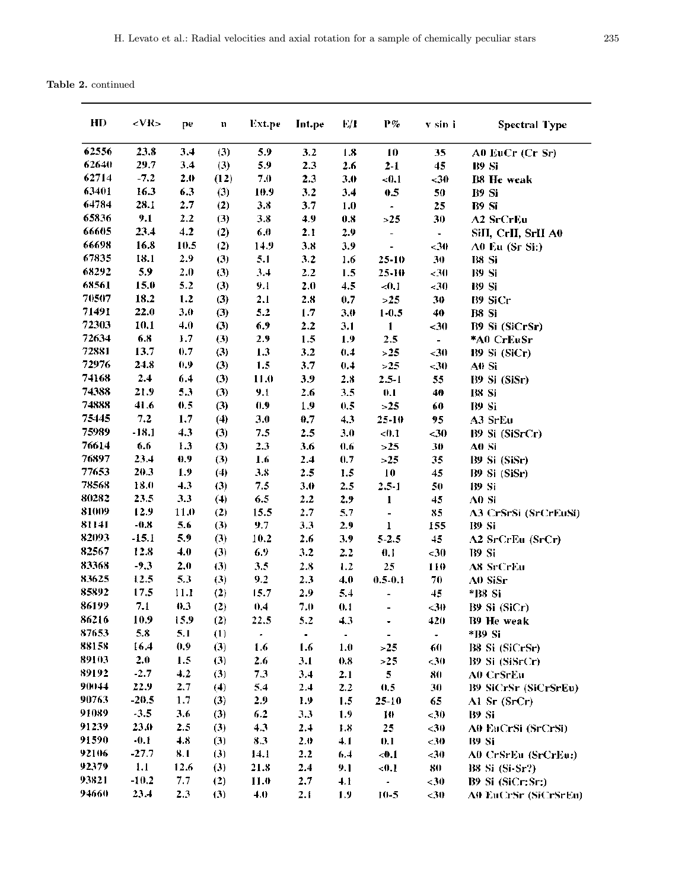**Table 2.** continued

| HD | <VR> | pe | n | Ext.pe | Int.pe | E/I | P% | v sin i | Spectral Type |
|---|---|---|---|---|---|---|---|---|---|
| 62556 | 23.8 | 3.4 | (3) | 5.9 | 3.2 | 1.8 | 10 | 35 | A0 EuCr (Cr Sr) |
| 62640 | 29.7 | 3.4 | (3) | 5.9 | 2.3 | 2.6 | 2-1 | 45 | B9 Si |
| 62714 | -7.2 | 2.0 | (12) | 7.0 | 2.3 | 3.0 | <0.1 | <30 | B8 He weak |
| 63401 | 16.3 | 6.3 | (3) | 10.9 | 3.2 | 3.4 | 0.5 | 50 | B9 Si |
| 64784 | 28.1 | 2.7 | (2) | 3.8 | 3.7 | 1.0 | - | 25 | B9 Si |
| 65836 | 9.1 | 2.2 | (3) | 3.8 | 4.9 | 0.8 | >25 | 30 | A2 SrCrEu |
| 66605 | 23.4 | 4.2 | (2) | 6.0 | 2.1 | 2.9 | - | - | SiII, CrII, SrII A0 |
| 66698 | 16.8 | 10.5 | (2) | 14.9 | 3.8 | 3.9 | - | <30 | A0 Eu (Sr Si:) |
| 67835 | 18.1 | 2.9 | (3) | 5.1 | 3.2 | 1.6 | 25-10 | 30 | B8 Si |
| 68292 | 5.9 | 2.0 | (3) | 3.4 | 2.2 | 1.5 | 25-10 | <30 | B9 Si |
| 68561 | 15.0 | 5.2 | (3) | 9.1 | 2.0 | 4.5 | <0.1 | <30 | B9 Si |
| 70507 | 18.2 | 1.2 | (3) | 2.1 | 2.8 | 0.7 | >25 | 30 | B9 SiCr |
| 71491 | 22.0 | 3.0 | (3) | 5.2 | 1.7 | 3.0 | 1-0.5 | 40 | B8 Si |
| 72303 | 10.1 | 4.0 | (3) | 6.9 | 2.2 | 3.1 | 1 | <30 | B9 Si (SiCrSr) |
| 72634 | 6.8 | 1.7 | (3) | 2.9 | 1.5 | 1.9 | 2.5 | - | *A0 CrEuSr |
| 72881 | 13.7 | 0.7 | (3) | 1.3 | 3.2 | 0.4 | >25 | <30 | B9 Si (SiCr) |
| 72976 | 24.8 | 0.9 | (3) | 1.5 | 3.7 | 0.4 | >25 | <30 | A0 Si |
| 74168 | 2.4 | 6.4 | (3) | 11.0 | 3.9 | 2.8 | 2.5-1 | 55 | B9 Si (SiSr) |
| 74388 | 21.9 | 5.3 | (3) | 9.1 | 2.6 | 3.5 | 0.1 | 40 | B8 Si |
| 74888 | 41.6 | 0.5 | (3) | 0.9 | 1.9 | 0.5 | >25 | 60 | B9 Si |
| 75445 | 7.2 | 1.7 | (4) | 3.0 | 0.7 | 4.3 | 25-10 | 95 | A3 SrEu |
| 75989 | -18.1 | 4.3 | (3) | 7.5 | 2.5 | 3.0 | <0.1 | <30 | B9 Si (SiSrCr) |
| 76614 | 6.6 | 1.3 | (3) | 2.3 | 3.6 | 0.6 | >25 | 30 | A0 Si |
| 76897 | 23.4 | 0.9 | (3) | 1.6 | 2.4 | 0.7 | >25 | 35 | B9 Si (SiSr) |
| 77653 | 20.3 | 1.9 | (4) | 3.8 | 2.5 | 1.5 | 10 | 45 | B9 Si (SiSr) |
| 78568 | 18.0 | 4.3 | (3) | 7.5 | 3.0 | 2.5 | 2.5-1 | 50 | B9 Si |
| 80282 | 23.5 | 3.3 | (4) | 6.5 | 2.2 | 2.9 | 1 | 45 | A0 Si |
| 81009 | 12.9 | 11.0 | (2) | 15.5 | 2.7 | 5.7 | - | 85 | A3 CrSrSi (SrCrEuSi) |
| 81141 | -0.8 | 5.6 | (3) | 9.7 | 3.3 | 2.9 | 1 | 155 | B9 Si |
| 82093 | -15.1 | 5.9 | (3) | 10.2 | 2.6 | 3.9 | 5-2.5 | 45 | A2 SrCrEu (SrCr) |
| 82567 | 12.8 | 4.0 | (3) | 6.9 | 3.2 | 2.2 | 0.1 | <30 | B9 Si |
| 83368 | -9.3 | 2.0 | (3) | 3.5 | 2.8 | 1.2 | 25 | 110 | A8 SrCrEu |
| 83625 | 12.5 | 5.3 | (3) | 9.2 | 2.3 | 4.0 | 0.5-0.1 | 70 | A0 SiSr |
| 85892 | 17.5 | 11.1 | (2) | 15.7 | 2.9 | 5.4 | - | 45 | *B8 Si |
| 86199 | 7.1 | 0.3 | (2) | 0.4 | 7.0 | 0.1 | - | <30 | B9 Si (SiCr) |
| 86216 | 10.9 | 15.9 | (2) | 22.5 | 5.2 | 4.3 | - | 420 | B9 He weak |
| 87653 | 5.8 | 5.1 | (1) | - | - | - | - | - | *B9 Si |
| 88158 | 16.4 | 0.9 | (3) | 1.6 | 1.6 | 1.0 | >25 | 60 | B8 Si (SiCrSr) |
| 89103 | 2.0 | 1.5 | (3) | 2.6 | 3.1 | 0.8 | >25 | <30 | B9 Si (SiSrCr) |
| 89192 | -2.7 | 4.2 | (3) | 7.3 | 3.4 | 2.1 | 5 | 80 | A0 CrSrEu |
| 90044 | 22.9 | 2.7 | (4) | 5.4 | 2.4 | 2.2 | 0.5 | 30 | B9 SiCrSr (SiCrSrEu) |
| 90763 | -20.5 | 1.7 | (3) | 2.9 | 1.9 | 1.5 | 25-10 | 65 | A1 Sr (SrCr) |
| 91089 | -3.5 | 3.6 | (3) | 6.2 | 3.3 | 1.9 | 10 | <30 | B9 Si |
| 91239 | 23.0 | 2.5 | (3) | 4.3 | 2.4 | 1.8 | 25 | <30 | A0 EuCrSi (SrCrSi) |
| 91590 | -0.1 | 4.8 | (3) | 8.3 | 2.0 | 4.1 | 0.1 | <30 | B9 Si |
| 92106 | -27.7 | 8.1 | (3) | 14.1 | 2.2 | 6.4 | <0.1 | <30 | A0 CrSrEu (SrCrEu:) |
| 92379 | 1.1 | 12.6 | (3) | 21.8 | 2.4 | 9.1 | <0.1 | 80 | B8 Si (Si-Sr?) |
| 93821 | -10.2 | 7.7 | (2) | 11.0 | 2.7 | 4.1 | - | <30 | B9 Si (SiCr:Sr:) |
| 94660 | 23.4 | 2.3 | (3) | 4.0 | 2.1 | 1.9 | 10-5 | <30 | A0 EuCrSr (SiCrSrEu) |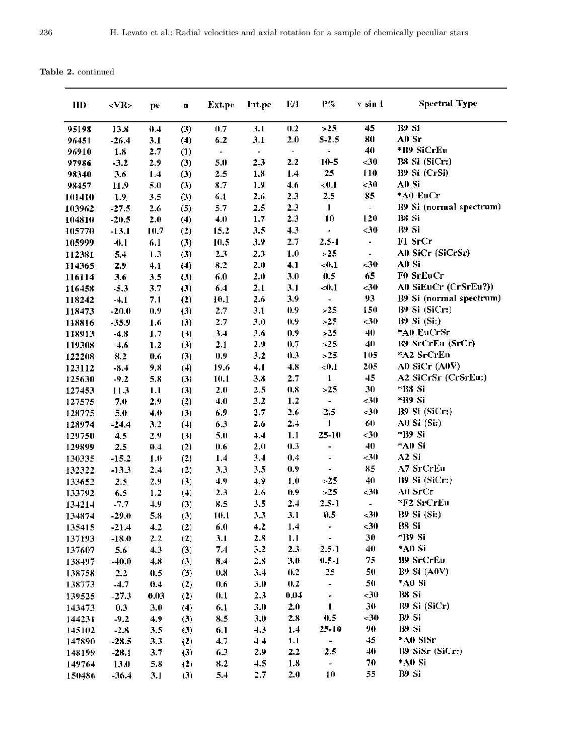**Table 2.** continued

| HD | <VR> | pe | n | Ext.pe | Int.pe | E/I | P% | v sin i | Spectral Type |
|---|---|---|---|---|---|---|---|---|---|
| 95198 | 13.8 | 0.4 | (3) | 0.7 | 3.1 | 0.2 | >25 | 45 | B9 Si |
| 96451 | -26.4 | 3.1 | (4) | 6.2 | 3.1 | 2.0 | 5-2.5 | 80 | A0 Sr |
| 96910 | 1.8 | 2.7 | (1) | - | - | - | - | 40 | *B9 SiCrEu |
| 97986 | -3.2 | 2.9 | (3) | 5.0 | 2.3 | 2.2 | 10-5 | <30 | B8 Si (SiCr:) |
| 98340 | 3.6 | 1.4 | (3) | 2.5 | 1.8 | 1.4 | 25 | 110 | B9 Si (CrSi) |
| 98457 | 11.9 | 5.0 | (3) | 8.7 | 1.9 | 4.6 | <0.1 | <30 | A0 Si |
| 101410 | 1.9 | 3.5 | (3) | 6.1 | 2.6 | 2.3 | 2.5 | 85 | *A0 EuCr |
| 103962 | -27.5 | 2.6 | (5) | 5.7 | 2.5 | 2.3 | 1 | - | B9 Si (normal spectrum) |
| 104810 | -20.5 | 2.0 | (4) | 4.0 | 1.7 | 2.3 | 10 | 120 | B8 Si |
| 105770 | -13.1 | 10.7 | (2) | 15.2 | 3.5 | 4.3 | - | <30 | B9 Si |
| 105999 | -0.1 | 6.1 | (3) | 10.5 | 3.9 | 2.7 | 2.5-1 | - | F1 SrCr |
| 112381 | 5.4 | 1.3 | (3) | 2.3 | 2.3 | 1.0 | >25 | - | A0 SiCr (SiCrSr) |
| 114365 | 2.9 | 4.1 | (4) | 8.2 | 2.0 | 4.1 | <0.1 | <30 | A0 Si |
| 116114 | 3.6 | 3.5 | (3) | 6.0 | 2.0 | 3.0 | 0.5 | 65 | F0 SrEuCr |
| 116458 | -5.3 | 3.7 | (3) | 6.4 | 2.1 | 3.1 | <0.1 | <30 | A0 SiEuCr (CrSrEu?)) |
| 118242 | -4.1 | 7.1 | (2) | 10.1 | 2.6 | 3.9 | - | 93 | B9 Si (normal spectrum) |
| 118473 | -20.0 | 0.9 | (3) | 2.7 | 3.1 | 0.9 | >25 | 150 | B9 Si (SiCr:) |
| 118816 | -35.9 | 1.6 | (3) | 2.7 | 3.0 | 0.9 | >25 | <30 | B9 Si (Si:) |
| 118913 | -4.8 | 1.7 | (3) | 3.4 | 3.6 | 0.9 | >25 | 40 | *A0 EuCrSr |
| 119308 | -4.6 | 1.2 | (3) | 2.1 | 2.9 | 0.7 | >25 | 40 | B9 SrCrEu (SrCr) |
| 122208 | 8.2 | 0.6 | (3) | 0.9 | 3.2 | 0.3 | >25 | 105 | *A2 SrCrEu |
| 123112 | -8.4 | 9.8 | (4) | 19.6 | 4.1 | 4.8 | <0.1 | 205 | A0 SiCr (A0V) |
| 125630 | -9.2 | 5.8 | (3) | 10.1 | 3.8 | 2.7 | 1 | 45 | A2 SiCrSr (CrSrEu:) |
| 127453 | 11.3 | 1.1 | (3) | 2.0 | 2.5 | 0.8 | >25 | 30 | *B8 Si |
| 127575 | 7.0 | 2.9 | (2) | 4.0 | 3.2 | 1.2 | - | <30 | *B9 Si |
| 128775 | 5.0 | 4.0 | (3) | 6.9 | 2.7 | 2.6 | 2.5 | <30 | B9 Si (SiCr:) |
| 128974 | -24.4 | 3.2 | (4) | 6.3 | 2.6 | 2.4 | 1 | 60 | A0 Si (Si:) |
| 129750 | 4.5 | 2.9 | (3) | 5.0 | 4.4 | 1.1 | 25-10 | <30 | *B9 Si |
| 129899 | 2.5 | 0.4 | (2) | 0.6 | 2.0 | 0.3 | - | 40 | *A0 Si |
| 130335 | -15.2 | 1.0 | (2) | 1.4 | 3.4 | 0.4 | - | <30 | A2 Si |
| 132322 | -13.3 | 2.4 | (2) | 3.3 | 3.5 | 0.9 | - | 85 | A7 SrCrEu |
| 133652 | 2.5 | 2.9 | (3) | 4.9 | 4.9 | 1.0 | >25 | 40 | B9 Si (SiCr:) |
| 133792 | 6.5 | 1.2 | (4) | 2.3 | 2.6 | 0.9 | >25 | <30 | A0 SrCr |
| 134214 | -7.7 | 4.9 | (3) | 8.5 | 3.5 | 2.4 | 2.5-1 | - | *F2 SrCrEu |
| 134874 | -29.0 | 5.8 | (3) | 10.1 | 3.3 | 3.1 | 0.5 | <30 | B9 Si (Si:) |
| 135415 | -21.4 | 4.2 | (2) | 6.0 | 4.2 | 1.4 | - | <30 | B8 Si |
| 137193 | -18.0 | 2.2 | (2) | 3.1 | 2.8 | 1.1 | - | 30 | *B9 Si |
| 137607 | 5.6 | 4.3 | (3) | 7.4 | 3.2 | 2.3 | 2.5-1 | 40 | *A0 Si |
| 138497 | -40.0 | 4.8 | (3) | 8.4 | 2.8 | 3.0 | 0.5-1 | 75 | B9 SrCrEu |
| 138758 | 2.2 | 0.5 | (3) | 0.8 | 3.4 | 0.2 | 25 | 50 | B9 Si (A0V) |
| 138773 | -4.7 | 0.4 | (2) | 0.6 | 3.0 | 0.2 | - | 50 | *A0 Si |
| 139525 | -27.3 | 0.03 | (2) | 0.1 | 2.3 | 0.04 | - | <30 | B8 Si |
| 143473 | 0.3 | 3.0 | (4) | 6.1 | 3.0 | 2.0 | 1 | 30 | B9 Si (SiCr) |
| 144231 | -9.2 | 4.9 | (3) | 8.5 | 3.0 | 2.8 | 0.5 | <30 | B9 Si |
| 145102 | -2.8 | 3.5 | (3) | 6.1 | 4.3 | 1.4 | 25-10 | 90 | B9 Si |
| 147890 | -28.5 | 3.3 | (2) | 4.7 | 4.4 | 1.1 | - | 45 | *A0 SiSr |
| 148199 | -28.1 | 3.7 | (3) | 6.3 | 2.9 | 2.2 | 2.5 | 40 | B9 SiSr (SiCr:) |
| 149764 | 13.0 | 5.8 | (2) | 8.2 | 4.5 | 1.8 | - | 70 | *A0 Si |
| 150486 | -36.4 | 3.1 | (3) | 5.4 | 2.7 | 2.0 | 10 | 55 | B9 Si |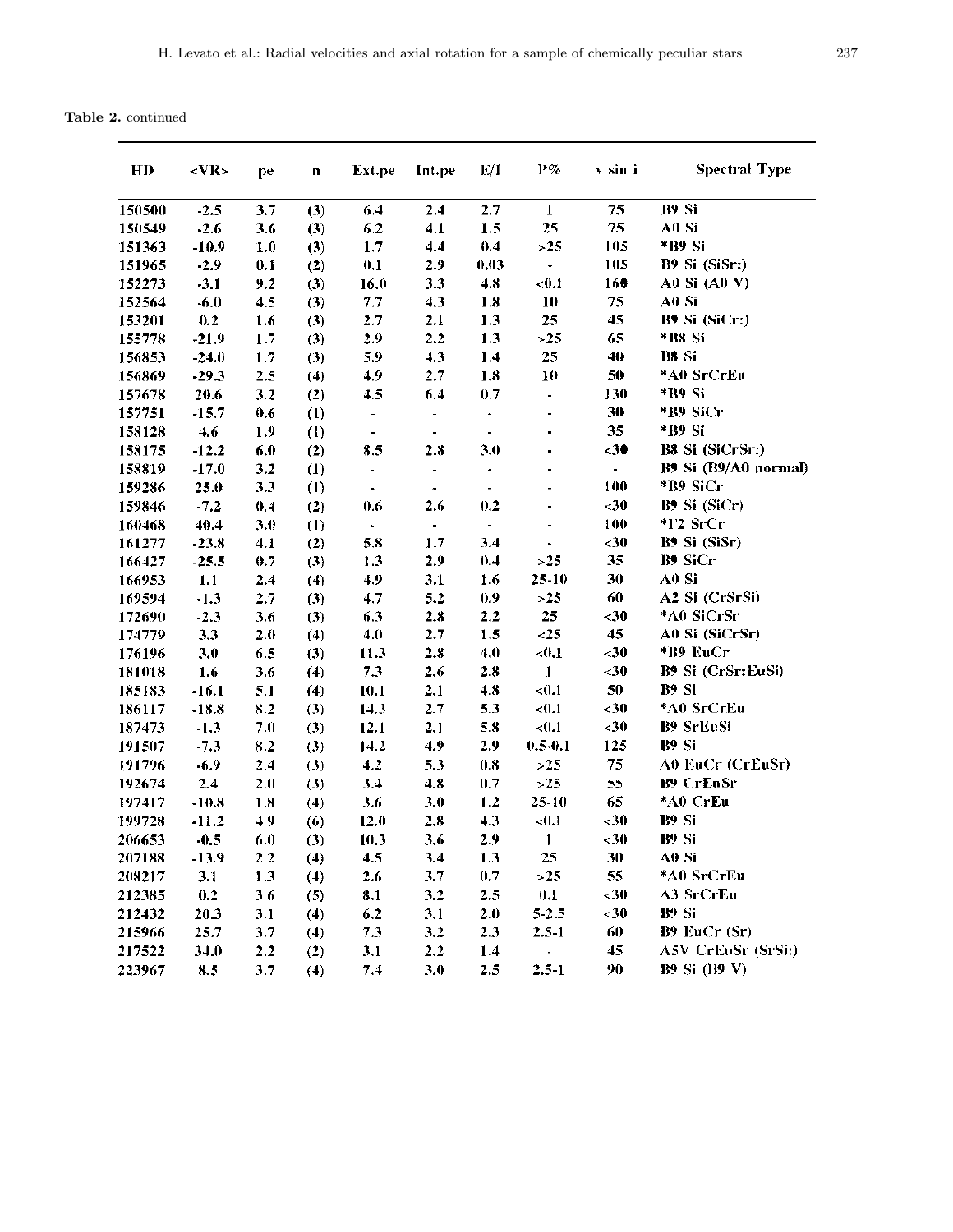**Table 2.** continued

| HD | <VR> | pe | n | Ext.pe | Int.pe | E/I | P% | v sin i | Spectral Type |
|---|---|---|---|---|---|---|---|---|---|
| 150500 | -2.5 | 3.7 | (3) | 6.4 | 2.4 | 2.7 | 1 | 75 | B9 Si |
| 150549 | -2.6 | 3.6 | (3) | 6.2 | 4.1 | 1.5 | 25 | 75 | A0 Si |
| 151363 | -10.9 | 1.0 | (3) | 1.7 | 4.4 | 0.4 | >25 | 105 | *B9 Si |
| 151965 | -2.9 | 0.1 | (2) | 0.1 | 2.9 | 0.03 | - | 105 | B9 Si (SiSr:) |
| 152273 | -3.1 | 9.2 | (3) | 16.0 | 3.3 | 4.8 | <0.1 | 160 | A0 Si (A0 V) |
| 152564 | -6.0 | 4.5 | (3) | 7.7 | 4.3 | 1.8 | 10 | 75 | A0 Si |
| 153201 | 0.2 | 1.6 | (3) | 2.7 | 2.1 | 1.3 | 25 | 45 | B9 Si (SiCr:) |
| 155778 | -21.9 | 1.7 | (3) | 2.9 | 2.2 | 1.3 | >25 | 65 | *B8 Si |
| 156853 | -24.0 | 1.7 | (3) | 5.9 | 4.3 | 1.4 | 25 | 40 | B8 Si |
| 156869 | -29.3 | 2.5 | (4) | 4.9 | 2.7 | 1.8 | 10 | 50 | *A0 SrCrEu |
| 157678 | 20.6 | 3.2 | (2) | 4.5 | 6.4 | 0.7 | - | 130 | *B9 Si |
| 157751 | -15.7 | 0.6 | (1) | - | - | - | - | 30 | *B9 SiCr |
| 158128 | 4.6 | 1.9 | (1) | - | - | - | - | 35 | *B9 Si |
| 158175 | -12.2 | 6.0 | (2) | 8.5 | 2.8 | 3.0 | - | <30 | B8 Si (SiCrSr:) |
| 158819 | -17.0 | 3.2 | (1) | - | - | - | - | - | B9 Si (B9/A0 normal) |
| 159286 | 25.0 | 3.3 | (1) | - | - | - | - | 100 | *B9 SiCr |
| 159846 | -7.2 | 0.4 | (2) | 0.6 | 2.6 | 0.2 | - | <30 | B9 Si (SiCr) |
| 160468 | 40.4 | 3.0 | (1) | - | - | - | - | 100 | *F2 SrCr |
| 161277 | -23.8 | 4.1 | (2) | 5.8 | 1.7 | 3.4 | - | <30 | B9 Si (SiSr) |
| 166427 | -25.5 | 0.7 | (3) | 1.3 | 2.9 | 0.4 | >25 | 35 | B9 SiCr |
| 166953 | 1.1 | 2.4 | (4) | 4.9 | 3.1 | 1.6 | 25-10 | 30 | A0 Si |
| 169594 | -1.3 | 2.7 | (3) | 4.7 | 5.2 | 0.9 | >25 | 60 | A2 Si (CrSrSi) |
| 172690 | -2.3 | 3.6 | (3) | 6.3 | 2.8 | 2.2 | 25 | <30 | *A0 SiCrSr |
| 174779 | 3.3 | 2.0 | (4) | 4.0 | 2.7 | 1.5 | <25 | 45 | A0 Si (SiCrSr) |
| 176196 | 3.0 | 6.5 | (3) | 11.3 | 2.8 | 4.0 | <0.1 | <30 | *B9 EuCr |
| 181018 | 1.6 | 3.6 | (4) | 7.3 | 2.6 | 2.8 | 1 | <30 | B9 Si (CrSr:EuSi) |
| 185183 | -16.1 | 5.1 | (4) | 10.1 | 2.1 | 4.8 | <0.1 | 50 | B9 Si |
| 186117 | -18.8 | 8.2 | (3) | 14.3 | 2.7 | 5.3 | <0.1 | <30 | *A0 SrCrEu |
| 187473 | -1.3 | 7.0 | (3) | 12.1 | 2.1 | 5.8 | <0.1 | <30 | B9 SrEuSi |
| 191507 | -7.3 | 8.2 | (3) | 14.2 | 4.9 | 2.9 | 0.5-0.1 | 125 | B9 Si |
| 191796 | -6.9 | 2.4 | (3) | 4.2 | 5.3 | 0.8 | >25 | 75 | A0 EuCr (CrEuSr) |
| 192674 | 2.4 | 2.0 | (3) | 3.4 | 4.8 | 0.7 | >25 | 55 | B9 CrEuSr |
| 197417 | -10.8 | 1.8 | (4) | 3.6 | 3.0 | 1.2 | 25-10 | 65 | *A0 CrEu |
| 199728 | -11.2 | 4.9 | (6) | 12.0 | 2.8 | 4.3 | <0.1 | <30 | B9 Si |
| 206653 | -0.5 | 6.0 | (3) | 10.3 | 3.6 | 2.9 | 1 | <30 | B9 Si |
| 207188 | -13.9 | 2.2 | (4) | 4.5 | 3.4 | 1.3 | 25 | 30 | A0 Si |
| 208217 | 3.1 | 1.3 | (4) | 2.6 | 3.7 | 0.7 | >25 | 55 | *A0 SrCrEu |
| 212385 | 0.2 | 3.6 | (5) | 8.1 | 3.2 | 2.5 | 0.1 | <30 | A3 SrCrEu |
| 212432 | 20.3 | 3.1 | (4) | 6.2 | 3.1 | 2.0 | 5-2.5 | <30 | B9 Si |
| 215966 | 25.7 | 3.7 | (4) | 7.3 | 3.2 | 2.3 | 2.5-1 | 60 | B9 EuCr (Sr) |
| 217522 | 34.0 | 2.2 | (2) | 3.1 | 2.2 | 1.4 | - | 45 | A5V CrEuSr (SrSi:) |
| 223967 | 8.5 | 3.7 | (4) | 7.4 | 3.0 | 2.5 | 2.5-1 | 90 | B9 Si (B9 V) |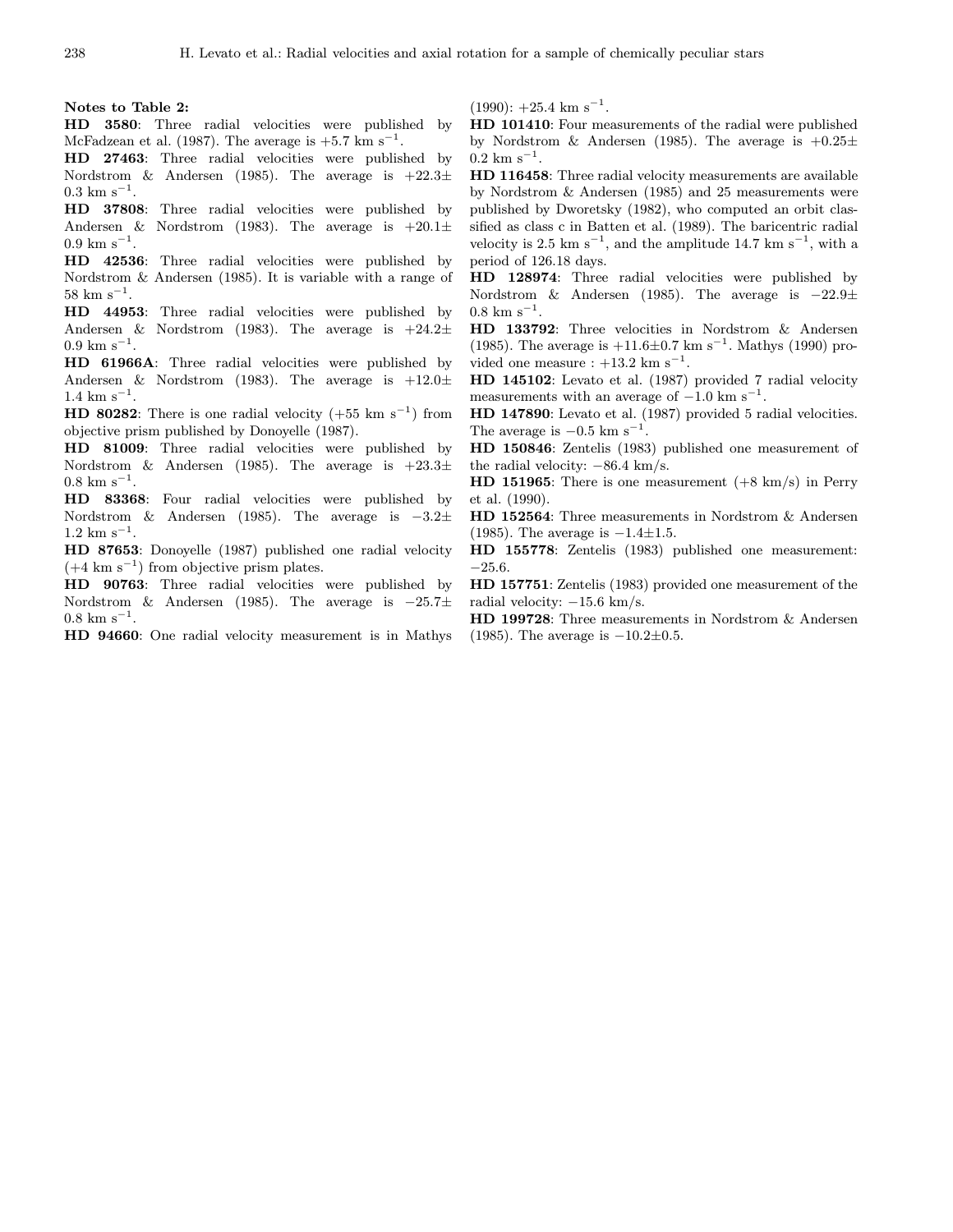**Notes to Table 2:**

**HD 3580**: Three radial velocities were published by McFadzean et al. (1987). The average is $+5.7$ km s$^{-1}$.

**HD 27463**: Three radial velocities were published by Nordstrom & Andersen (1985). The average is $+22.3\pm$ 0.3 km s$^{-1}$.

**HD 37808**: Three radial velocities were published by Andersen & Nordstrom (1983). The average is $+20.1\pm$ 0.9 km s$^{-1}$.

**HD 42536**: Three radial velocities were published by Nordstrom & Andersen (1985). It is variable with a range of 58 km s$^{-1}$.

**HD 44953**: Three radial velocities were published by Andersen & Nordstrom (1983). The average is $+24.2\pm$ 0.9 km s$^{-1}$.

**HD 61966A**: Three radial velocities were published by Andersen & Nordstrom (1983). The average is $+12.0\pm$ 1.4 km s$^{-1}$.

**HD 80282**: There is one radial velocity ($+55$ km s$^{-1}$) from objective prism published by Donoyelle (1987).

**HD 81009**: Three radial velocities were published by Nordstrom & Andersen (1985). The average is $+23.3\pm$ 0.8 km s$^{-1}$.

**HD 83368**: Four radial velocities were published by Nordstrom & Andersen (1985). The average is $-3.2\pm$ 1.2 km s$^{-1}$.

**HD 87653**: Donoyelle (1987) published one radial velocity ($+4$ km s$^{-1}$) from objective prism plates.

**HD 90763**: Three radial velocities were published by Nordstrom & Andersen (1985). The average is $-25.7\pm$ 0.8 km s$^{-1}$.

**HD 94660**: One radial velocity measurement is in Mathys (1990): $+25.4$ km s$^{-1}$.

**HD 101410**: Four measurements of the radial were published by Nordstrom & Andersen (1985). The average is $+0.25\pm$ 0.2 km s$^{-1}$.

**HD 116458**: Three radial velocity measurements are available by Nordstrom & Andersen (1985) and 25 measurements were published by Dworetsky (1982), who computed an orbit classified as class c in Batten et al. (1989). The baricentric radial velocity is 2.5 km s$^{-1}$, and the amplitude 14.7 km s$^{-1}$, with a period of 126.18 days.

**HD 128974**: Three radial velocities were published by Nordstrom & Andersen (1985). The average is $-22.9\pm$ 0.8 km s$^{-1}$.

**HD 133792**: Three velocities in Nordstrom & Andersen (1985). The average is $+11.6\pm0.7$ km s$^{-1}$. Mathys (1990) provided one measure : $+13.2$ km s$^{-1}$.

**HD 145102**: Levato et al. (1987) provided 7 radial velocity measurements with an average of $-1.0$ km s$^{-1}$.

**HD 147890**: Levato et al. (1987) provided 5 radial velocities. The average is $-0.5$ km s$^{-1}$.

**HD 150846**: Zentelis (1983) published one measurement of the radial velocity: $-86.4$ km/s.

**HD 151965**: There is one measurement ($+8$ km/s) in Perry et al. (1990).

**HD 152564**: Three measurements in Nordstrom & Andersen (1985). The average is $-1.4\pm1.5$.

**HD 155778**: Zentelis (1983) published one measurement: $-25.6$.

**HD 157751**: Zentelis (1983) provided one measurement of the radial velocity: $-15.6$ km/s.

**HD 199728**: Three measurements in Nordstrom & Andersen (1985). The average is $-10.2\pm0.5$.